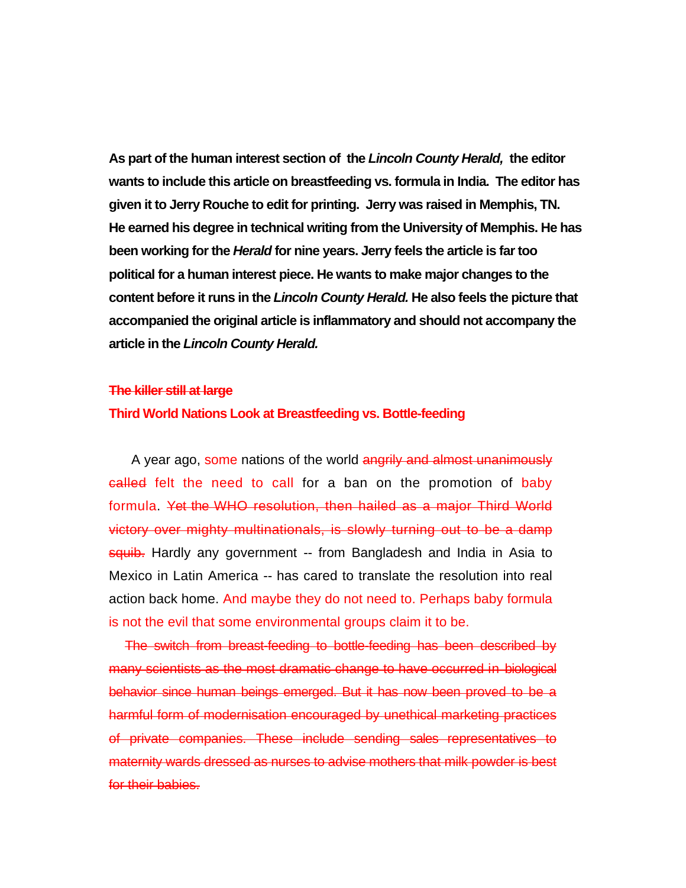**As part of the human interest section of the *Lincoln County Herald,* the editor wants to include this article on breastfeeding vs. formula in India. The editor has given it to Jerry Rouche to edit for printing. Jerry was raised in Memphis, TN. He earned his degree in technical writing from the University of Memphis. He has been working for the *Herald* for nine years. Jerry feels the article is far too political for a human interest piece. He wants to make major changes to the content before it runs in the *Lincoln County Herald.* He also feels the picture that accompanied the original article is inflammatory and should not accompany the article in the *Lincoln County Herald.***

~~**The killer still at large**~~

**Third World Nations Look at Breastfeeding vs. Bottle-feeding**

A year ago, some nations of the world ~~angrily and almost unanimously called~~ felt the need to call for a ban on the promotion of baby formula. ~~Yet the WHO resolution, then hailed as a major Third World victory over mighty multinationals, is slowly turning out to be a damp squib.~~ Hardly any government -- from Bangladesh and India in Asia to Mexico in Latin America -- has cared to translate the resolution into real action back home. And maybe they do not need to. Perhaps baby formula is not the evil that some environmental groups claim it to be.

~~The switch from breast-feeding to bottle-feeding has been described by many scientists as the most dramatic change to have occurred in biological behavior since human beings emerged. But it has now been proved to be a harmful form of modernisation encouraged by unethical marketing practices of private companies. These include sending sales representatives to maternity wards dressed as nurses to advise mothers that milk powder is best for their babies.~~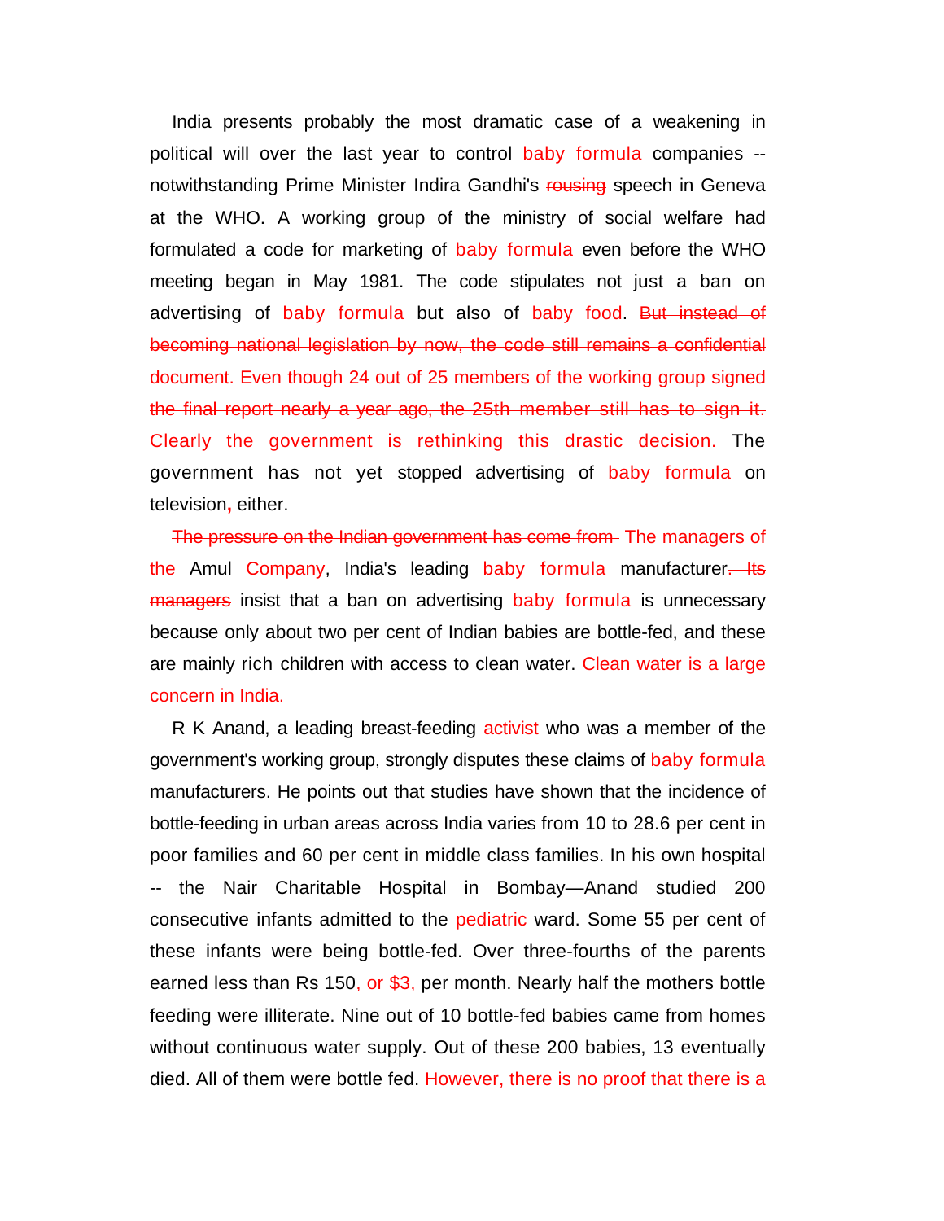India presents probably the most dramatic case of a weakening in political will over the last year to control baby formula companies -- notwithstanding Prime Minister Indira Gandhi's ~~rousing~~ speech in Geneva at the WHO. A working group of the ministry of social welfare had formulated a code for marketing of baby formula even before the WHO meeting began in May 1981. The code stipulates not just a ban on advertising of baby formula but also of baby food. ~~But instead of becoming national legislation by now, the code still remains a confidential document. Even though 24 out of 25 members of the working group signed the final report nearly a year ago, the 25th member still has to sign it.~~ Clearly the government is rethinking this drastic decision. The government has not yet stopped advertising of baby formula on television, either.

~~The pressure on the Indian government has come from~~ The managers of the Amul Company, India's leading baby formula manufacturer~~. Its managers~~ insist that a ban on advertising baby formula is unnecessary because only about two per cent of Indian babies are bottle-fed, and these are mainly rich children with access to clean water. Clean water is a large concern in India.

R K Anand, a leading breast-feeding activist who was a member of the government's working group, strongly disputes these claims of baby formula manufacturers. He points out that studies have shown that the incidence of bottle-feeding in urban areas across India varies from 10 to 28.6 per cent in poor families and 60 per cent in middle class families. In his own hospital -- the Nair Charitable Hospital in Bombay—Anand studied 200 consecutive infants admitted to the pediatric ward. Some 55 per cent of these infants were being bottle-fed. Over three-fourths of the parents earned less than Rs 150, or $3, per month. Nearly half the mothers bottle feeding were illiterate. Nine out of 10 bottle-fed babies came from homes without continuous water supply. Out of these 200 babies, 13 eventually died. All of them were bottle fed. However, there is no proof that there is a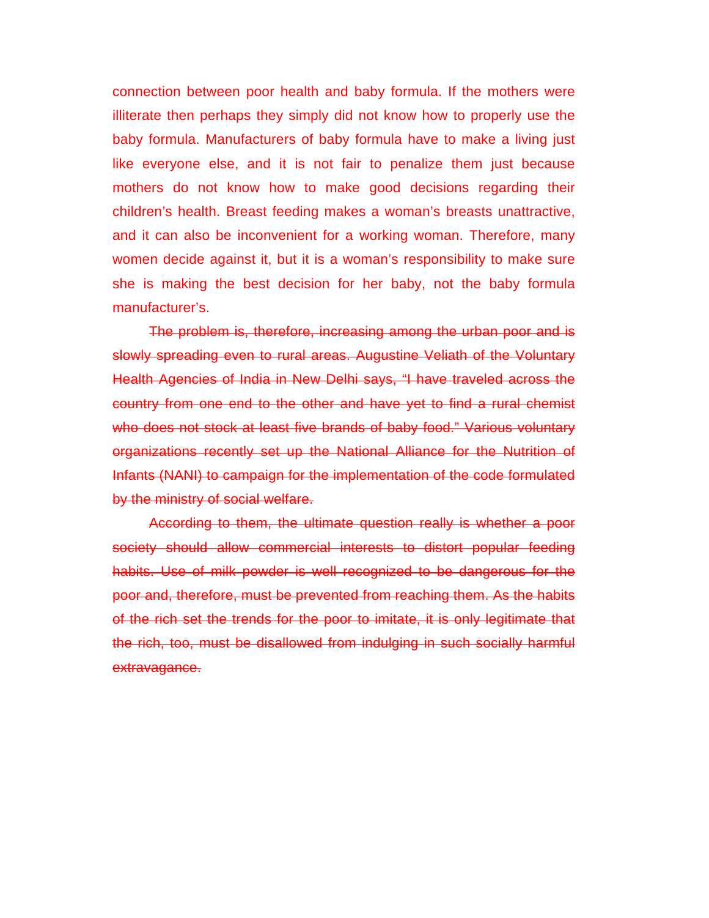connection between poor health and baby formula. If the mothers were illiterate then perhaps they simply did not know how to properly use the baby formula. Manufacturers of baby formula have to make a living just like everyone else, and it is not fair to penalize them just because mothers do not know how to make good decisions regarding their children's health. Breast feeding makes a woman's breasts unattractive, and it can also be inconvenient for a working woman. Therefore, many women decide against it, but it is a woman's responsibility to make sure she is making the best decision for her baby, not the baby formula manufacturer's.

~~The problem is, therefore, increasing among the urban poor and is slowly spreading even to rural areas. Augustine Veliath of the Voluntary Health Agencies of India in New Delhi says, "I have traveled across the country from one end to the other and have yet to find a rural chemist who does not stock at least five brands of baby food." Various voluntary organizations recently set up the National Alliance for the Nutrition of Infants (NANI) to campaign for the implementation of the code formulated by the ministry of social welfare.~~

~~According to them, the ultimate question really is whether a poor society should allow commercial interests to distort popular feeding habits. Use of milk powder is well recognized to be dangerous for the poor and, therefore, must be prevented from reaching them. As the habits of the rich set the trends for the poor to imitate, it is only legitimate that the rich, too, must be disallowed from indulging in such socially harmful extravagance.~~